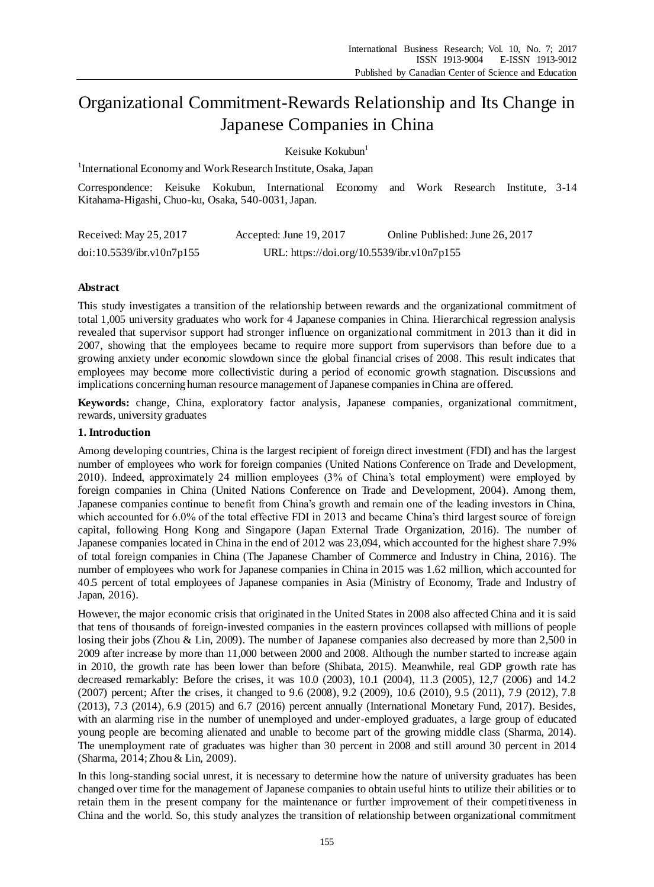# Organizational Commitment-Rewards Relationship and Its Change in Japanese Companies in China

Keisuke Kokubun[1]

[1]International Economy and Work Research Institute, Osaka, Japan

Correspondence: Keisuke Kokubun, International Economy and Work Research Institute, 3-14 Kitahama-Higashi, Chuo-ku, Osaka, 540-0031, Japan.

Received: May 25, 2017 Accepted: June 19, 2017 Online Published: June 26, 2017

doi:10.5539/ibr.v10n7p155 URL: https://doi.org/10.5539/ibr.v10n7p155

## Abstract

This study investigates a transition of the relationship between rewards and the organizational commitment of total 1,005 university graduates who work for 4 Japanese companies in China. Hierarchical regression analysis revealed that supervisor support had stronger influence on organizational commitment in 2013 than it did in 2007, showing that the employees became to require more support from supervisors than before due to a growing anxiety under economic slowdown since the global financial crises of 2008. This result indicates that employees may become more collectivistic during a period of economic growth stagnation. Discussions and implications concerning human resource management of Japanese companies in China are offered.

**Keywords:** change, China, exploratory factor analysis, Japanese companies, organizational commitment, rewards, university graduates

## 1. Introduction

Among developing countries, China is the largest recipient of foreign direct investment (FDI) and has the largest number of employees who work for foreign companies (United Nations Conference on Trade and Development, 2010). Indeed, approximately 24 million employees (3% of China's total employment) were employed by foreign companies in China (United Nations Conference on Trade and Development, 2004). Among them, Japanese companies continue to benefit from China's growth and remain one of the leading investors in China, which accounted for 6.0% of the total effective FDI in 2013 and became China's third largest source of foreign capital, following Hong Kong and Singapore (Japan External Trade Organization, 2016). The number of Japanese companies located in China in the end of 2012 was 23,094, which accounted for the highest share 7.9% of total foreign companies in China (The Japanese Chamber of Commerce and Industry in China, 2016). The number of employees who work for Japanese companies in China in 2015 was 1.62 million, which accounted for 40.5 percent of total employees of Japanese companies in Asia (Ministry of Economy, Trade and Industry of Japan, 2016).

However, the major economic crisis that originated in the United States in 2008 also affected China and it is said that tens of thousands of foreign-invested companies in the eastern provinces collapsed with millions of people losing their jobs (Zhou & Lin, 2009). The number of Japanese companies also decreased by more than 2,500 in 2009 after increase by more than 11,000 between 2000 and 2008. Although the number started to increase again in 2010, the growth rate has been lower than before (Shibata, 2015). Meanwhile, real GDP growth rate has decreased remarkably: Before the crises, it was 10.0 (2003), 10.1 (2004), 11.3 (2005), 12,7 (2006) and 14.2 (2007) percent; After the crises, it changed to 9.6 (2008), 9.2 (2009), 10.6 (2010), 9.5 (2011), 7.9 (2012), 7.8 (2013), 7.3 (2014), 6.9 (2015) and 6.7 (2016) percent annually (International Monetary Fund, 2017). Besides, with an alarming rise in the number of unemployed and under-employed graduates, a large group of educated young people are becoming alienated and unable to become part of the growing middle class (Sharma, 2014). The unemployment rate of graduates was higher than 30 percent in 2008 and still around 30 percent in 2014 (Sharma, 2014; Zhou & Lin, 2009).

In this long-standing social unrest, it is necessary to determine how the nature of university graduates has been changed over time for the management of Japanese companies to obtain useful hints to utilize their abilities or to retain them in the present company for the maintenance or further improvement of their competitiveness in China and the world. So, this study analyzes the transition of relationship between organizational commitment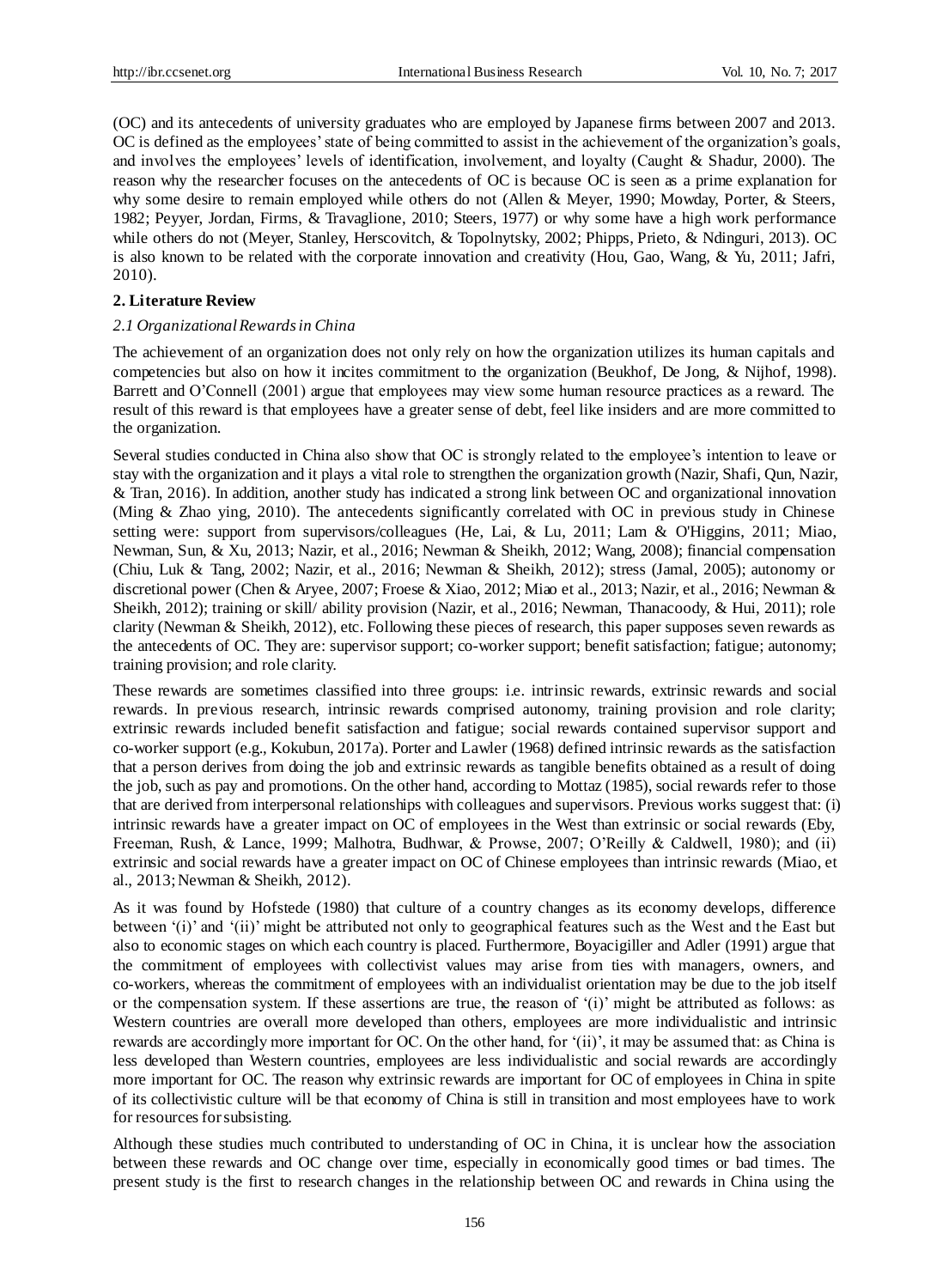(OC) and its antecedents of university graduates who are employed by Japanese firms between 2007 and 2013. OC is defined as the employees' state of being committed to assist in the achievement of the organization's goals, and involves the employees' levels of identification, involvement, and loyalty (Caught & Shadur, 2000). The reason why the researcher focuses on the antecedents of OC is because OC is seen as a prime explanation for why some desire to remain employed while others do not (Allen & Meyer, 1990; Mowday, Porter, & Steers, 1982; Peyyer, Jordan, Firms, & Travaglione, 2010; Steers, 1977) or why some have a high work performance while others do not (Meyer, Stanley, Herscovitch, & Topolnytsky, 2002; Phipps, Prieto, & Ndinguri, 2013). OC is also known to be related with the corporate innovation and creativity (Hou, Gao, Wang, & Yu, 2011; Jafri, 2010).

## 2. Literature Review

### *2.1 Organizational Rewards in China*

The achievement of an organization does not only rely on how the organization utilizes its human capitals and competencies but also on how it incites commitment to the organization (Beukhof, De Jong, & Nijhof, 1998). Barrett and O'Connell (2001) argue that employees may view some human resource practices as a reward. The result of this reward is that employees have a greater sense of debt, feel like insiders and are more committed to the organization.

Several studies conducted in China also show that OC is strongly related to the employee's intention to leave or stay with the organization and it plays a vital role to strengthen the organization growth (Nazir, Shafi, Qun, Nazir, & Tran, 2016). In addition, another study has indicated a strong link between OC and organizational innovation (Ming & Zhao ying, 2010). The antecedents significantly correlated with OC in previous study in Chinese setting were: support from supervisors/colleagues (He, Lai, & Lu, 2011; Lam & O'Higgins, 2011; Miao, Newman, Sun, & Xu, 2013; Nazir, et al., 2016; Newman & Sheikh, 2012; Wang, 2008); financial compensation (Chiu, Luk & Tang, 2002; Nazir, et al., 2016; Newman & Sheikh, 2012); stress (Jamal, 2005); autonomy or discretional power (Chen & Aryee, 2007; Froese & Xiao, 2012; Miao et al., 2013; Nazir, et al., 2016; Newman & Sheikh, 2012); training or skill/ ability provision (Nazir, et al., 2016; Newman, Thanacoody, & Hui, 2011); role clarity (Newman & Sheikh, 2012), etc. Following these pieces of research, this paper supposes seven rewards as the antecedents of OC. They are: supervisor support; co-worker support; benefit satisfaction; fatigue; autonomy; training provision; and role clarity.

These rewards are sometimes classified into three groups: i.e. intrinsic rewards, extrinsic rewards and social rewards. In previous research, intrinsic rewards comprised autonomy, training provision and role clarity; extrinsic rewards included benefit satisfaction and fatigue; social rewards contained supervisor support and co-worker support (e.g., Kokubun, 2017a). Porter and Lawler (1968) defined intrinsic rewards as the satisfaction that a person derives from doing the job and extrinsic rewards as tangible benefits obtained as a result of doing the job, such as pay and promotions. On the other hand, according to Mottaz (1985), social rewards refer to those that are derived from interpersonal relationships with colleagues and supervisors. Previous works suggest that: (i) intrinsic rewards have a greater impact on OC of employees in the West than extrinsic or social rewards (Eby, Freeman, Rush, & Lance, 1999; Malhotra, Budhwar, & Prowse, 2007; O'Reilly & Caldwell, 1980); and (ii) extrinsic and social rewards have a greater impact on OC of Chinese employees than intrinsic rewards (Miao, et al., 2013; Newman & Sheikh, 2012).

As it was found by Hofstede (1980) that culture of a country changes as its economy develops, difference between '(i)' and '(ii)' might be attributed not only to geographical features such as the West and the East but also to economic stages on which each country is placed. Furthermore, Boyacigiller and Adler (1991) argue that the commitment of employees with collectivist values may arise from ties with managers, owners, and co-workers, whereas the commitment of employees with an individualist orientation may be due to the job itself or the compensation system. If these assertions are true, the reason of '(i)' might be attributed as follows: as Western countries are overall more developed than others, employees are more individualistic and intrinsic rewards are accordingly more important for OC. On the other hand, for '(ii)', it may be assumed that: as China is less developed than Western countries, employees are less individualistic and social rewards are accordingly more important for OC. The reason why extrinsic rewards are important for OC of employees in China in spite of its collectivistic culture will be that economy of China is still in transition and most employees have to work for resources for subsisting.

Although these studies much contributed to understanding of OC in China, it is unclear how the association between these rewards and OC change over time, especially in economically good times or bad times. The present study is the first to research changes in the relationship between OC and rewards in China using the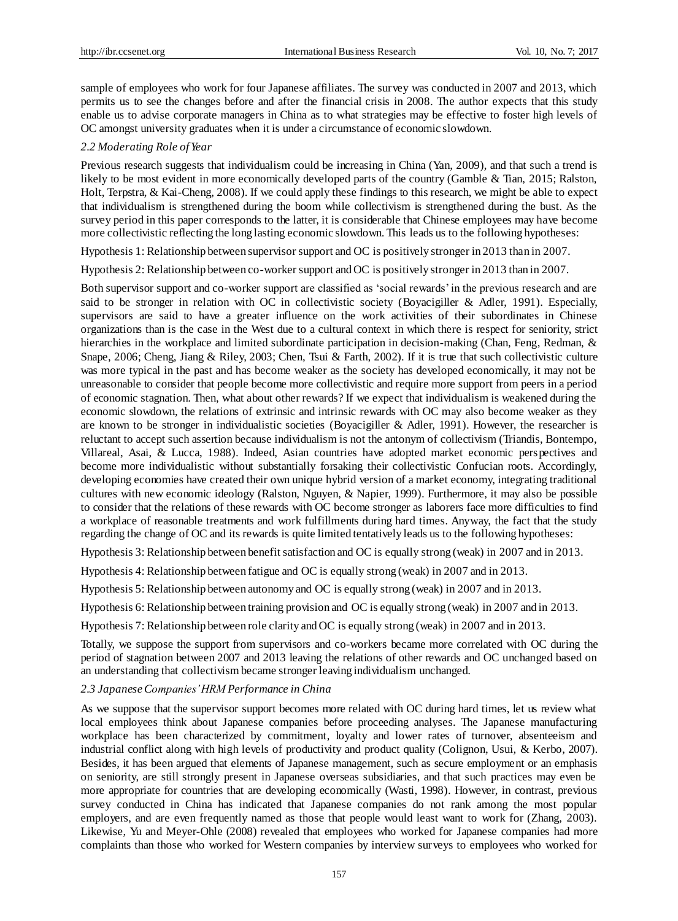sample of employees who work for four Japanese affiliates. The survey was conducted in 2007 and 2013, which permits us to see the changes before and after the financial crisis in 2008. The author expects that this study enable us to advise corporate managers in China as to what strategies may be effective to foster high levels of OC amongst university graduates when it is under a circumstance of economic slowdown.

### *2.2 Moderating Role of Year*

Previous research suggests that individualism could be increasing in China (Yan, 2009), and that such a trend is likely to be most evident in more economically developed parts of the country (Gamble & Tian, 2015; Ralston, Holt, Terpstra, & Kai-Cheng, 2008). If we could apply these findings to this research, we might be able to expect that individualism is strengthened during the boom while collectivism is strengthened during the bust. As the survey period in this paper corresponds to the latter, it is considerable that Chinese employees may have become more collectivistic reflecting the long lasting economic slowdown. This leads us to the following hypotheses:

Hypothesis 1: Relationship between supervisor support and OC is positively stronger in 2013 than in 2007.

Hypothesis 2: Relationship between co-worker support and OC is positively stronger in 2013 than in 2007.

Both supervisor support and co-worker support are classified as 'social rewards' in the previous research and are said to be stronger in relation with OC in collectivistic society (Boyacigiller & Adler, 1991). Especially, supervisors are said to have a greater influence on the work activities of their subordinates in Chinese organizations than is the case in the West due to a cultural context in which there is respect for seniority, strict hierarchies in the workplace and limited subordinate participation in decision-making (Chan, Feng, Redman, & Snape, 2006; Cheng, Jiang & Riley, 2003; Chen, Tsui & Farth, 2002). If it is true that such collectivistic culture was more typical in the past and has become weaker as the society has developed economically, it may not be unreasonable to consider that people become more collectivistic and require more support from peers in a period of economic stagnation. Then, what about other rewards? If we expect that individualism is weakened during the economic slowdown, the relations of extrinsic and intrinsic rewards with OC may also become weaker as they are known to be stronger in individualistic societies (Boyacigiller & Adler, 1991). However, the researcher is reluctant to accept such assertion because individualism is not the antonym of collectivism (Triandis, Bontempo, Villareal, Asai, & Lucca, 1988). Indeed, Asian countries have adopted market economic perspectives and become more individualistic without substantially forsaking their collectivistic Confucian roots. Accordingly, developing economies have created their own unique hybrid version of a market economy, integrating traditional cultures with new economic ideology (Ralston, Nguyen, & Napier, 1999). Furthermore, it may also be possible to consider that the relations of these rewards with OC become stronger as laborers face more difficulties to find a workplace of reasonable treatments and work fulfillments during hard times. Anyway, the fact that the study regarding the change of OC and its rewards is quite limited tentatively leads us to the following hypotheses:

Hypothesis 3: Relationship between benefit satisfaction and OC is equally strong (weak) in 2007 and in 2013.

Hypothesis 4: Relationship between fatigue and OC is equally strong (weak) in 2007 and in 2013.

Hypothesis 5: Relationship between autonomy and OC is equally strong (weak) in 2007 and in 2013.

Hypothesis 6: Relationship between training provision and OC is equally strong (weak) in 2007 and in 2013.

Hypothesis 7: Relationship between role clarity and OC is equally strong (weak) in 2007 and in 2013.

Totally, we suppose the support from supervisors and co-workers became more correlated with OC during the period of stagnation between 2007 and 2013 leaving the relations of other rewards and OC unchanged based on an understanding that collectivism became stronger leaving individualism unchanged.

### *2.3 Japanese Companies' HRM Performance in China*

As we suppose that the supervisor support becomes more related with OC during hard times, let us review what local employees think about Japanese companies before proceeding analyses. The Japanese manufacturing workplace has been characterized by commitment, loyalty and lower rates of turnover, absenteeism and industrial conflict along with high levels of productivity and product quality (Colignon, Usui, & Kerbo, 2007). Besides, it has been argued that elements of Japanese management, such as secure employment or an emphasis on seniority, are still strongly present in Japanese overseas subsidiaries, and that such practices may even be more appropriate for countries that are developing economically (Wasti, 1998). However, in contrast, previous survey conducted in China has indicated that Japanese companies do not rank among the most popular employers, and are even frequently named as those that people would least want to work for (Zhang, 2003). Likewise, Yu and Meyer-Ohle (2008) revealed that employees who worked for Japanese companies had more complaints than those who worked for Western companies by interview surveys to employees who worked for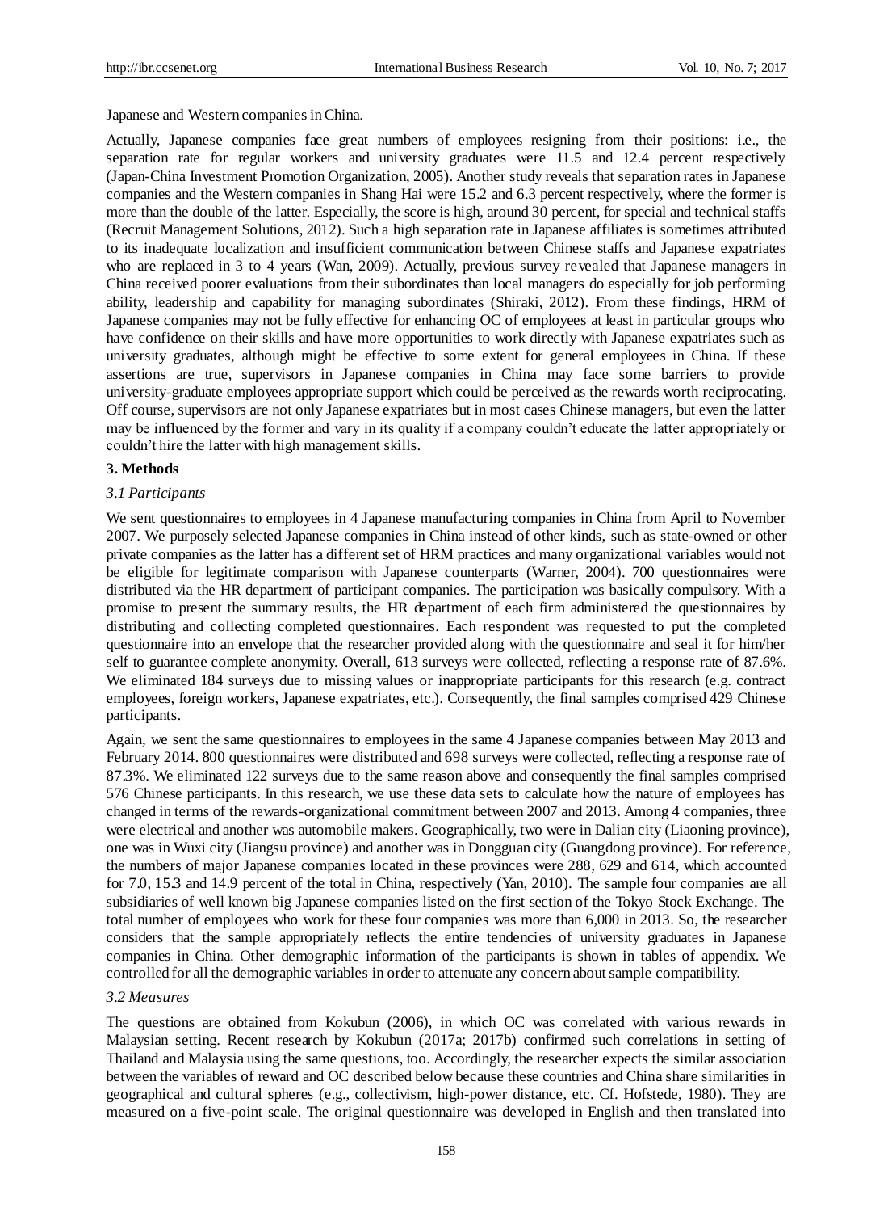Japanese and Western companies in China.

Actually, Japanese companies face great numbers of employees resigning from their positions: i.e., the separation rate for regular workers and university graduates were 11.5 and 12.4 percent respectively (Japan-China Investment Promotion Organization, 2005). Another study reveals that separation rates in Japanese companies and the Western companies in Shang Hai were 15.2 and 6.3 percent respectively, where the former is more than the double of the latter. Especially, the score is high, around 30 percent, for special and technical staffs (Recruit Management Solutions, 2012). Such a high separation rate in Japanese affiliates is sometimes attributed to its inadequate localization and insufficient communication between Chinese staffs and Japanese expatriates who are replaced in 3 to 4 years (Wan, 2009). Actually, previous survey revealed that Japanese managers in China received poorer evaluations from their subordinates than local managers do especially for job performing ability, leadership and capability for managing subordinates (Shiraki, 2012). From these findings, HRM of Japanese companies may not be fully effective for enhancing OC of employees at least in particular groups who have confidence on their skills and have more opportunities to work directly with Japanese expatriates such as university graduates, although might be effective to some extent for general employees in China. If these assertions are true, supervisors in Japanese companies in China may face some barriers to provide university-graduate employees appropriate support which could be perceived as the rewards worth reciprocating. Off course, supervisors are not only Japanese expatriates but in most cases Chinese managers, but even the latter may be influenced by the former and vary in its quality if a company couldn't educate the latter appropriately or couldn't hire the latter with high management skills.

## 3. Methods

### *3.1 Participants*

We sent questionnaires to employees in 4 Japanese manufacturing companies in China from April to November 2007. We purposely selected Japanese companies in China instead of other kinds, such as state-owned or other private companies as the latter has a different set of HRM practices and many organizational variables would not be eligible for legitimate comparison with Japanese counterparts (Warner, 2004). 700 questionnaires were distributed via the HR department of participant companies. The participation was basically compulsory. With a promise to present the summary results, the HR department of each firm administered the questionnaires by distributing and collecting completed questionnaires. Each respondent was requested to put the completed questionnaire into an envelope that the researcher provided along with the questionnaire and seal it for him/her self to guarantee complete anonymity. Overall, 613 surveys were collected, reflecting a response rate of 87.6%. We eliminated 184 surveys due to missing values or inappropriate participants for this research (e.g. contract employees, foreign workers, Japanese expatriates, etc.). Consequently, the final samples comprised 429 Chinese participants.

Again, we sent the same questionnaires to employees in the same 4 Japanese companies between May 2013 and February 2014. 800 questionnaires were distributed and 698 surveys were collected, reflecting a response rate of 87.3%. We eliminated 122 surveys due to the same reason above and consequently the final samples comprised 576 Chinese participants. In this research, we use these data sets to calculate how the nature of employees has changed in terms of the rewards-organizational commitment between 2007 and 2013. Among 4 companies, three were electrical and another was automobile makers. Geographically, two were in Dalian city (Liaoning province), one was in Wuxi city (Jiangsu province) and another was in Dongguan city (Guangdong province). For reference, the numbers of major Japanese companies located in these provinces were 288, 629 and 614, which accounted for 7.0, 15.3 and 14.9 percent of the total in China, respectively (Yan, 2010). The sample four companies are all subsidiaries of well known big Japanese companies listed on the first section of the Tokyo Stock Exchange. The total number of employees who work for these four companies was more than 6,000 in 2013. So, the researcher considers that the sample appropriately reflects the entire tendencies of university graduates in Japanese companies in China. Other demographic information of the participants is shown in tables of appendix. We controlled for all the demographic variables in order to attenuate any concern about sample compatibility.

### *3.2 Measures*

The questions are obtained from Kokubun (2006), in which OC was correlated with various rewards in Malaysian setting. Recent research by Kokubun (2017a; 2017b) confirmed such correlations in setting of Thailand and Malaysia using the same questions, too. Accordingly, the researcher expects the similar association between the variables of reward and OC described below because these countries and China share similarities in geographical and cultural spheres (e.g., collectivism, high-power distance, etc. Cf. Hofstede, 1980). They are measured on a five-point scale. The original questionnaire was developed in English and then translated into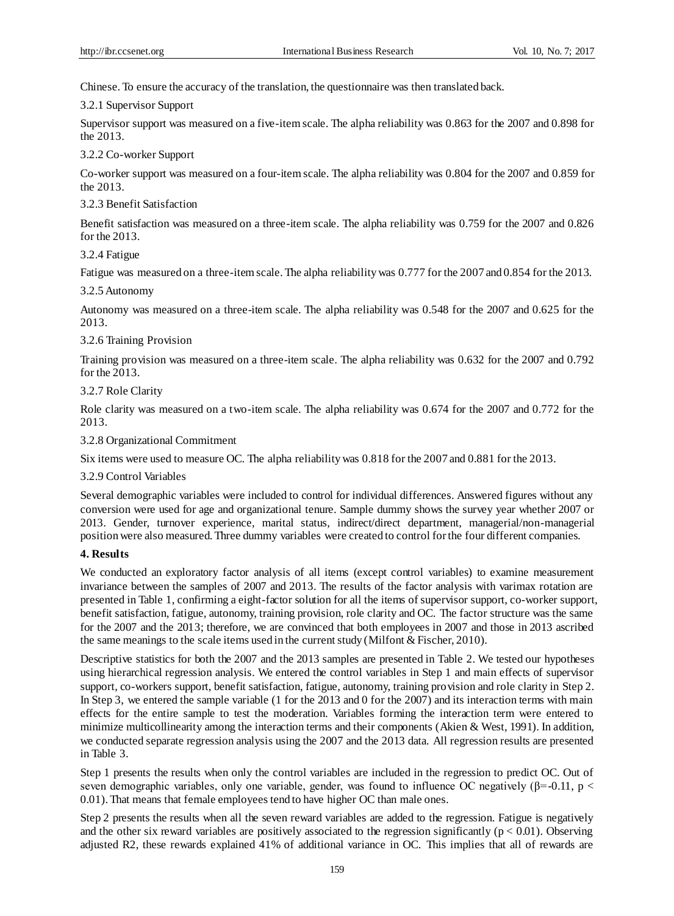Chinese. To ensure the accuracy of the translation, the questionnaire was then translated back.

#### 3.2.1 Supervisor Support

Supervisor support was measured on a five-item scale. The alpha reliability was 0.863 for the 2007 and 0.898 for the 2013.

#### 3.2.2 Co-worker Support

Co-worker support was measured on a four-item scale. The alpha reliability was 0.804 for the 2007 and 0.859 for the 2013.

#### 3.2.3 Benefit Satisfaction

Benefit satisfaction was measured on a three-item scale. The alpha reliability was 0.759 for the 2007 and 0.826 for the 2013.

#### 3.2.4 Fatigue

Fatigue was measured on a three-item scale. The alpha reliability was 0.777 for the 2007 and 0.854 for the 2013.

#### 3.2.5 Autonomy

Autonomy was measured on a three-item scale. The alpha reliability was 0.548 for the 2007 and 0.625 for the 2013.

#### 3.2.6 Training Provision

Training provision was measured on a three-item scale. The alpha reliability was 0.632 for the 2007 and 0.792 for the 2013.

#### 3.2.7 Role Clarity

Role clarity was measured on a two-item scale. The alpha reliability was 0.674 for the 2007 and 0.772 for the 2013.

#### 3.2.8 Organizational Commitment

Six items were used to measure OC. The alpha reliability was 0.818 for the 2007 and 0.881 for the 2013.

#### 3.2.9 Control Variables

Several demographic variables were included to control for individual differences. Answered figures without any conversion were used for age and organizational tenure. Sample dummy shows the survey year whether 2007 or 2013. Gender, turnover experience, marital status, indirect/direct department, managerial/non-managerial position were also measured. Three dummy variables were created to control for the four different companies.

## 4. Results

We conducted an exploratory factor analysis of all items (except control variables) to examine measurement invariance between the samples of 2007 and 2013. The results of the factor analysis with varimax rotation are presented in Table 1, confirming a eight-factor solution for all the items of supervisor support, co-worker support, benefit satisfaction, fatigue, autonomy, training provision, role clarity and OC. The factor structure was the same for the 2007 and the 2013; therefore, we are convinced that both employees in 2007 and those in 2013 ascribed the same meanings to the scale items used in the current study (Milfont & Fischer, 2010).

Descriptive statistics for both the 2007 and the 2013 samples are presented in Table 2. We tested our hypotheses using hierarchical regression analysis. We entered the control variables in Step 1 and main effects of supervisor support, co-workers support, benefit satisfaction, fatigue, autonomy, training provision and role clarity in Step 2. In Step 3, we entered the sample variable (1 for the 2013 and 0 for the 2007) and its interaction terms with main effects for the entire sample to test the moderation. Variables forming the interaction term were entered to minimize multicollinearity among the interaction terms and their components (Akien & West, 1991). In addition, we conducted separate regression analysis using the 2007 and the 2013 data. All regression results are presented in Table 3.

Step 1 presents the results when only the control variables are included in the regression to predict OC. Out of seven demographic variables, only one variable, gender, was found to influence OC negatively ($\beta$=-0.11, $p < 0.01$). That means that female employees tend to have higher OC than male ones.

Step 2 presents the results when all the seven reward variables are added to the regression. Fatigue is negatively and the other six reward variables are positively associated to the regression significantly ($p < 0.01$). Observing adjusted $R^2$, these rewards explained 41% of additional variance in OC. This implies that all of rewards are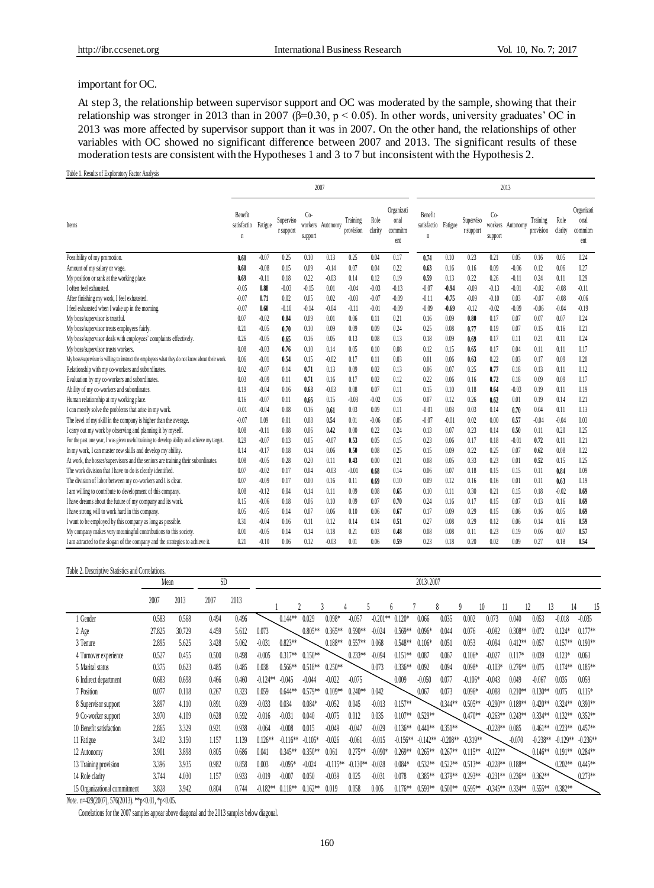important for OC.

At step 3, the relationship between supervisor support and OC was moderated by the sample, showing that their relationship was stronger in 2013 than in 2007 (β=0.30, $p < 0.05$). In other words, university graduates' OC in 2013 was more affected by supervisor support than it was in 2007. On the other hand, the relationships of other variables with OC showed no significant difference between 2007 and 2013. The significant results of these moderation tests are consistent with the Hypotheses 1 and 3 to 7 but inconsistent with the Hypothesis 2.

Table 1. Results of Exploratory Factor Analysis

| Items | 2007 | | | | | | | | 2013 | | | | | | | |
|---|---|---|---|---|---|---|---|---|---|---|---|---|---|---|---|---|
| | Benefit satisfaction | Fatigue | Supervisor support | Co-workers support | Autonomy | Training provision | Role clarity | Organizational commitment | Benefit satisfaction | Fatigue | Supervisor support | Co-workers support | Autonomy | Training provision | Role clarity | Organizational commitment |
| Possibility of my promotion. | **0.60** | -0.07 | 0.25 | 0.10 | 0.13 | 0.25 | 0.04 | 0.17 | **0.74** | 0.10 | 0.23 | 0.21 | 0.05 | 0.16 | 0.05 | 0.24 |
| Amount of my salary or wage. | **0.60** | -0.08 | 0.15 | 0.09 | -0.14 | 0.07 | 0.04 | 0.22 | **0.63** | 0.16 | 0.16 | 0.09 | -0.06 | 0.12 | 0.06 | 0.27 |
| My position or rank at the working place. | **0.69** | -0.11 | 0.18 | 0.22 | -0.03 | 0.14 | 0.12 | 0.19 | **0.59** | 0.13 | 0.22 | 0.26 | -0.11 | 0.24 | 0.11 | 0.29 |
| I often feel exhausted. | -0.05 | **0.88** | -0.03 | -0.15 | 0.01 | -0.04 | -0.03 | -0.13 | -0.07 | **-0.94** | -0.09 | -0.13 | -0.01 | -0.02 | -0.08 | -0.11 |
| After finishing my work, I feel exhausted. | -0.07 | **0.71** | 0.02 | 0.05 | 0.02 | -0.03 | -0.07 | -0.09 | -0.11 | **-0.75** | -0.09 | -0.10 | 0.03 | -0.07 | -0.08 | -0.06 |
| I feel exhausted when I wake up in the morning. | -0.07 | **0.60** | -0.10 | -0.14 | -0.04 | -0.11 | -0.01 | -0.09 | -0.09 | **-0.69** | -0.12 | -0.02 | -0.09 | -0.06 | -0.04 | -0.19 |
| My boss/supervisor is trustful. | 0.07 | -0.02 | **0.84** | 0.09 | 0.01 | 0.06 | 0.11 | 0.21 | 0.16 | 0.09 | **0.80** | 0.17 | 0.07 | 0.07 | 0.07 | 0.24 |
| My boss/supervisor treats employees fairly. | 0.21 | -0.05 | **0.70** | 0.10 | 0.09 | 0.09 | 0.09 | 0.24 | 0.25 | 0.08 | **0.77** | 0.19 | 0.07 | 0.15 | 0.16 | 0.21 |
| My boss/supervisor deals with employees' complaints effectively. | 0.26 | -0.05 | **0.65** | 0.16 | 0.05 | 0.13 | 0.08 | 0.13 | 0.18 | 0.09 | **0.69** | 0.17 | 0.11 | 0.21 | 0.11 | 0.24 |
| My boss/supervisor trusts workers. | 0.08 | -0.03 | **0.76** | 0.10 | 0.14 | 0.05 | 0.10 | 0.08 | 0.12 | 0.15 | **0.65** | 0.17 | 0.04 | 0.11 | 0.11 | 0.17 |
| My boss/supervisor is willing to instruct the employees what they do not know about their work. | 0.06 | -0.01 | **0.54** | 0.15 | -0.02 | 0.17 | 0.11 | 0.03 | 0.01 | 0.06 | **0.63** | 0.22 | 0.03 | 0.17 | 0.09 | 0.20 |
| Relationship with my co-workers and subordinates. | 0.02 | -0.07 | 0.14 | **0.71** | 0.13 | 0.09 | 0.02 | 0.13 | 0.06 | 0.07 | 0.25 | **0.77** | 0.18 | 0.13 | 0.11 | 0.12 |
| Evaluation by my co-workers and subordinates. | 0.03 | -0.09 | 0.11 | **0.71** | 0.16 | 0.17 | 0.02 | 0.12 | 0.22 | 0.06 | 0.16 | **0.72** | 0.18 | 0.09 | 0.09 | 0.17 |
| Ability of my co-workers and subordinates. | 0.19 | -0.04 | 0.16 | **0.63** | -0.03 | 0.08 | 0.07 | 0.11 | 0.15 | 0.10 | 0.18 | **0.64** | -0.03 | 0.19 | 0.11 | 0.19 |
| Human relationship at my working place. | 0.16 | -0.07 | 0.11 | **0.66** | 0.15 | -0.03 | -0.02 | 0.16 | 0.07 | 0.12 | 0.26 | **0.62** | 0.01 | 0.19 | 0.14 | 0.21 |
| I can mostly solve the problems that arise in my work. | -0.01 | -0.04 | 0.08 | 0.16 | **0.61** | 0.03 | 0.09 | 0.11 | -0.01 | 0.03 | 0.03 | 0.14 | **0.70** | 0.04 | 0.11 | 0.13 |
| The level of my skill in the company is higher than the average. | -0.07 | 0.09 | 0.01 | 0.08 | **0.54** | 0.01 | -0.06 | 0.05 | -0.07 | -0.01 | 0.02 | 0.00 | **0.57** | -0.04 | -0.04 | 0.03 |
| I carry out my work by observing and planning it by myself. | 0.08 | -0.11 | 0.08 | 0.06 | **0.42** | 0.00 | 0.22 | 0.24 | 0.13 | 0.07 | 0.23 | 0.14 | **0.50** | 0.11 | 0.20 | 0.25 |
| For the past one year, I was given useful training to develop ability and achieve my target. | 0.29 | -0.07 | 0.13 | 0.05 | -0.07 | **0.53** | 0.05 | 0.15 | 0.23 | 0.06 | 0.17 | 0.18 | -0.01 | **0.72** | 0.11 | 0.21 |
| In my work, I can master new skills and develop my ability. | 0.14 | -0.17 | 0.18 | 0.14 | 0.06 | **0.50** | 0.08 | 0.25 | 0.15 | 0.09 | 0.22 | 0.25 | 0.07 | **0.62** | 0.08 | 0.22 |
| At work, the bosses/supervisors and the seniors are training their subordinates. | 0.08 | -0.05 | 0.28 | 0.20 | 0.11 | **0.43** | 0.00 | 0.21 | 0.08 | 0.05 | 0.33 | 0.23 | 0.01 | **0.52** | 0.15 | 0.25 |
| The work division that I have to do is clearly identified. | 0.07 | -0.02 | 0.17 | 0.04 | -0.03 | -0.01 | **0.68** | 0.14 | 0.06 | 0.07 | 0.18 | 0.15 | 0.15 | 0.11 | **0.84** | 0.09 |
| The division of labor between my co-workers and I is clear. | 0.07 | -0.09 | 0.17 | 0.00 | 0.16 | 0.11 | **0.69** | 0.10 | 0.09 | 0.12 | 0.16 | 0.16 | 0.01 | 0.11 | **0.63** | 0.19 |
| I am willing to contribute to development of this company. | 0.08 | -0.12 | 0.04 | 0.14 | 0.11 | 0.09 | 0.08 | **0.65** | 0.10 | 0.11 | 0.30 | 0.21 | 0.15 | 0.18 | -0.02 | **0.69** |
| I have dreams about the future of my company and its work. | 0.15 | -0.06 | 0.18 | 0.06 | 0.10 | 0.09 | 0.07 | **0.70** | 0.24 | 0.16 | 0.17 | 0.15 | 0.07 | 0.13 | 0.16 | **0.69** |
| I have strong will to work hard in this company. | 0.05 | -0.05 | 0.14 | 0.07 | 0.06 | 0.10 | 0.06 | **0.67** | 0.17 | 0.09 | 0.29 | 0.15 | 0.06 | 0.16 | 0.05 | **0.69** |
| I want to be employed by this company as long as possible. | 0.31 | -0.04 | 0.16 | 0.11 | 0.12 | 0.14 | 0.14 | **0.51** | 0.27 | 0.08 | 0.29 | 0.12 | 0.06 | 0.14 | 0.16 | **0.59** |
| My company makes very meaningful contributions to this society. | 0.01 | -0.05 | 0.14 | 0.14 | 0.18 | 0.21 | 0.03 | **0.48** | 0.08 | 0.08 | 0.11 | 0.23 | 0.19 | 0.06 | 0.07 | **0.57** |
| I am attracted to the slogan of the company and the strategies to achieve it. | 0.21 | -0.10 | 0.06 | 0.12 | -0.03 | 0.01 | 0.06 | **0.59** | 0.23 | 0.18 | 0.20 | 0.02 | 0.09 | 0.27 | 0.18 | **0.54** |

Table 2. Descriptive Statistics and Correlations.

| | Mean | | SD | | 2013\2007 | | | | | | | | | | | | | | |
|---|---|---|---|---|---|---|---|---|---|---|---|---|---|---|---|---|---|---|---|
| | 2007 | 2013 | 2007 | 2013 | 1 | 2 | 3 | 4 | 5 | 6 | 7 | 8 | 9 | 10 | 11 | 12 | 13 | 14 | 15 |
| 1 Gender | 0.583 | 0.568 | 0.494 | 0.496 | | 0.144** | 0.029 | 0.098* | -0.057 | -0.201** | 0.120* | 0.066 | 0.035 | 0.002 | 0.073 | 0.040 | 0.053 | -0.018 | -0.035 |
| 2 Age | 27.825 | 30.729 | 4.459 | 5.612 | 0.073 | | 0.805** | 0.365** | 0.590** | -0.024 | 0.569** | 0.096* | 0.044 | 0.076 | -0.092 | 0.308** | 0.072 | 0.124* | 0.177** |
| 3 Tenure | 2.895 | 5.625 | 3.428 | 5.062 | -0.031 | 0.823** | | 0.188** | 0.557** | 0.068 | 0.548** | 0.106* | 0.051 | 0.053 | -0.094 | 0.412** | 0.057 | 0.157** | 0.190** |
| 4 Turnover experience | 0.527 | 0.455 | 0.500 | 0.498 | -0.005 | 0.317** | 0.150** | | 0.233** | -0.094 | 0.151** | 0.087 | 0.067 | 0.106* | -0.027 | 0.117* | 0.039 | 0.123* | 0.063 |
| 5 Marital status | 0.375 | 0.623 | 0.485 | 0.485 | 0.038 | 0.566** | 0.518** | 0.250** | | 0.073 | 0.336** | 0.092 | 0.094 | 0.098* | -0.103* | 0.276** | 0.075 | 0.174** | 0.185** |
| 6 Indirect department | 0.683 | 0.698 | 0.466 | 0.460 | -0.124** | -0.045 | -0.044 | -0.022 | -0.075 | | 0.009 | -0.050 | 0.077 | -0.106* | -0.043 | 0.049 | -0.067 | 0.035 | 0.059 |
| 7 Position | 0.077 | 0.118 | 0.267 | 0.323 | 0.059 | 0.644** | 0.579** | 0.109** | 0.240** | 0.042 | | 0.067 | 0.073 | 0.096* | -0.088 | 0.210** | 0.130** | 0.075 | 0.115* |
| 8 Supervisor support | 3.897 | 4.110 | 0.891 | 0.839 | -0.033 | 0.034 | 0.084* | -0.052 | 0.045 | -0.013 | 0.157** | | 0.344** | 0.505** | -0.290** | 0.189** | 0.420** | 0.324** | 0.390** |
| 9 Co-worker support | 3.970 | 4.109 | 0.628 | 0.592 | -0.016 | -0.031 | 0.040 | -0.075 | 0.012 | 0.035 | 0.107** | 0.529** | | 0.470** | -0.263** | 0.243** | 0.334** | 0.132** | 0.352** |
| 10 Benefit satisfaction | 2.865 | 3.329 | 0.921 | 0.938 | -0.064 | -0.008 | 0.015 | -0.049 | -0.047 | -0.029 | 0.136** | 0.440** | 0.351** | | -0.228** | 0.085 | 0.461** | 0.223** | 0.457** |
| 11 Fatigue | 3.402 | 3.150 | 1.157 | 1.139 | 0.126** | -0.116** | -0.105* | -0.026 | -0.061 | -0.015 | -0.156** | -0.142** | -0.208** | -0.319** | | -0.070 | -0.238** | -0.129** | -0.236** |
| 12 Autonomy | 3.901 | 3.898 | 0.805 | 0.686 | 0.041 | 0.345** | 0.350** | 0.061 | 0.275** | -0.090* | 0.269** | 0.265** | 0.267** | 0.115** | -0.122** | | 0.146** | 0.191** | 0.284** |
| 13 Training provision | 3.396 | 3.935 | 0.982 | 0.858 | 0.003 | -0.095* | -0.024 | -0.115** | -0.130** | -0.028 | 0.084* | 0.532** | 0.522** | 0.513** | -0.228** | 0.188** | | 0.202** | 0.445** |
| 14 Role clarity | 3.744 | 4.030 | 1.157 | 0.933 | -0.019 | -0.007 | 0.050 | -0.039 | 0.025 | -0.031 | 0.078 | 0.385** | 0.379** | 0.293** | -0.231** | 0.236** | 0.362** | | 0.273** |
| 15 Organizational commitment | 3.828 | 3.942 | 0.804 | 0.744 | -0.182** | 0.118** | 0.162** | 0.019 | 0.058 | 0.005 | 0.176** | 0.593** | 0.500** | 0.595** | -0.345** | 0.334** | 0.555** | 0.382** | |

*Note*. n=429(2007), 576(2013). **p<0.01, *p<0.05.

Correlations for the 2007 samples appear above diagonal and the 2013 samples below diagonal.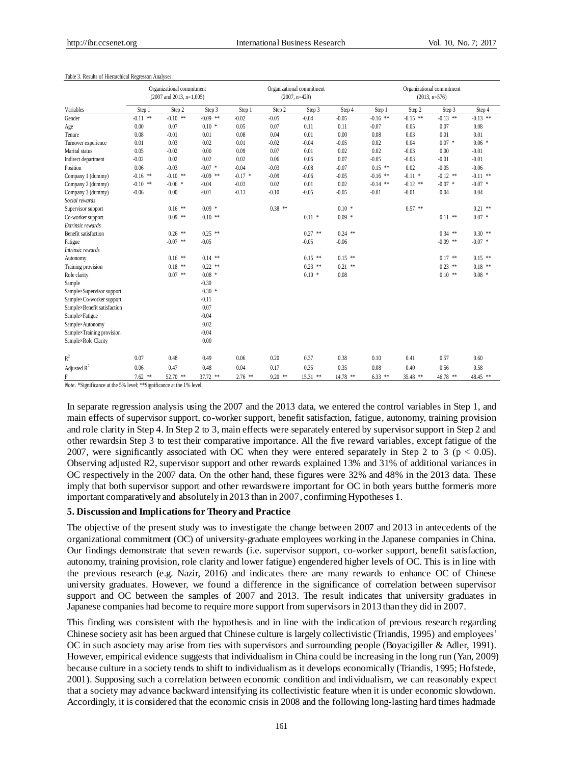Table 3. Results of Hierarchical Regresson Analyses.

| | Organizational commitment (2007 and 2013, n=1,005) | | | Organizational commitment (2007, n=429) | | | | Organizational commitment (2013, n=576) | | | |
|---|---|---|---|---|---|---|---|---|---|---|---|
| Variables | Step 1 | Step 2 | Step 3 | Step 1 | Step 2 | Step 3 | Step 4 | Step 1 | Step 2 | Step 3 | Step 4 |
| Gender | -0.11 ** | -0.10 ** | -0.09 ** | -0.02 | -0.05 | -0.04 | -0.05 | -0.16 ** | -0.15 ** | -0.13 ** | -0.13 ** |
| Age | 0.00 | 0.07 | 0.10 * | 0.05 | 0.07 | 0.11 | 0.11 | -0.07 | 0.05 | 0.07 | 0.08 |
| Tenure | 0.08 | -0.01 | 0.01 | 0.08 | 0.04 | 0.01 | 0.00 | 0.08 | 0.03 | 0.01 | 0.01 |
| Turnover experience | 0.01 | 0.03 | 0.02 | 0.01 | -0.02 | -0.04 | -0.05 | 0.02 | 0.04 | 0.07 * | 0.06 * |
| Marital status | 0.05 | -0.02 | 0.00 | 0.09 | 0.07 | 0.01 | 0.02 | 0.02 | -0.03 | 0.00 | -0.01 |
| Indirect department | -0.02 | 0.02 | 0.02 | 0.02 | 0.06 | 0.06 | 0.07 | -0.05 | -0.03 | -0.01 | -0.01 |
| Position | 0.06 | -0.03 | -0.07 * | -0.04 | -0.03 | -0.08 | -0.07 | 0.15 ** | 0.02 | -0.05 | -0.06 |
| Company 1 (dummy) | -0.16 ** | -0.10 ** | -0.09 ** | -0.17 * | -0.09 | -0.06 | -0.05 | -0.16 ** | -0.11 * | -0.12 ** | -0.11 ** |
| Company 2 (dummy) | -0.10 ** | -0.06 * | -0.04 | -0.03 | 0.02 | 0.01 | 0.02 | -0.14 ** | -0.12 ** | -0.07 * | -0.07 * |
| Company 3 (dummy) | -0.06 | 0.00 | -0.01 | -0.13 | -0.10 | -0.05 | -0.05 | -0.01 | -0.01 | 0.04 | 0.04 |
| *Social rewards* | | | | | | | | | | | |
| Supervisor support | | 0.16 ** | 0.09 * | | 0.38 ** | | 0.10 * | | 0.57 ** | | 0.21 ** |
| Co-worker support | | 0.09 ** | 0.10 ** | | | 0.11 * | 0.09 * | | | 0.11 ** | 0.07 * |
| *Extrinsic rewards* | | | | | | | | | | | |
| Benefit satisfaction | | 0.26 ** | 0.25 ** | | | 0.27 ** | 0.24 ** | | | 0.34 ** | 0.30 ** |
| Fatigue | | -0.07 ** | -0.05 | | | -0.05 | -0.06 | | | -0.09 ** | -0.07 * |
| *Intrinsic rewards* | | | | | | | | | | | |
| Autonomy | | 0.16 ** | 0.14 ** | | | 0.15 ** | 0.15 ** | | | 0.17 ** | 0.15 ** |
| Training provision | | 0.18 ** | 0.22 ** | | | 0.23 ** | 0.21 ** | | | 0.23 ** | 0.18 ** |
| Role clarity | | 0.07 ** | 0.08 * | | | 0.10 * | 0.08 | | | 0.10 ** | 0.08 * |
| Sample | | | -0.30 | | | | | | | | |
| Sample×Supervisor support | | | 0.30 * | | | | | | | | |
| Sample×Co-worker support | | | -0.11 | | | | | | | | |
| Sample×Benefit satisfaction | | | 0.07 | | | | | | | | |
| Sample×Fatigue | | | -0.04 | | | | | | | | |
| Sample×Autonomy | | | 0.02 | | | | | | | | |
| Sample×Training provision | | | -0.04 | | | | | | | | |
| Sample×Role Clarity | | | 0.00 | | | | | | | | |
| $R^2$ | 0.07 | 0.48 | 0.49 | 0.06 | 0.20 | 0.37 | 0.38 | 0.10 | 0.41 | 0.57 | 0.60 |
| Adjusted $R^2$ | 0.06 | 0.47 | 0.48 | 0.04 | 0.17 | 0.35 | 0.35 | 0.08 | 0.40 | 0.56 | 0.58 |
| F | 7.62 ** | 52.70 ** | 37.72 ** | 2.76 ** | 9.20 ** | 15.31 ** | 14.78 ** | 6.33 ** | 35.48 ** | 46.78 ** | 48.45 ** |

*Note*. *Significance at the 5% level; **Significance at the 1% level.

In separate regression analysis using the 2007 and the 2013 data, we entered the control variables in Step 1, and main effects of supervisor support, co-worker support, benefit satisfaction, fatigue, autonomy, training provision and role clarity in Step 4. In Step 2 to 3, main effects were separately entered by supervisor support in Step 2 and other rewardsin Step 3 to test their comparative importance. All the five reward variables, except fatigue of the 2007, were significantly associated with OC when they were entered separately in Step 2 to 3 ($p < 0.05$). Observing adjusted R2, supervisor support and other rewards explained 13% and 31% of additional variances in OC respectively in the 2007 data. On the other hand, these figures were 32% and 48% in the 2013 data. These imply that both supervisor support and other rewardswere important for OC in both years butthe formeris more important comparatively and absolutely in 2013 than in 2007, confirming Hypotheses 1.

## 5. Discussion and Implications for Theory and Practice

The objective of the present study was to investigate the change between 2007 and 2013 in antecedents of the organizational commitment (OC) of university-graduate employees working in the Japanese companies in China. Our findings demonstrate that seven rewards (i.e. supervisor support, co-worker support, benefit satisfaction, autonomy, training provision, role clarity and lower fatigue) engendered higher levels of OC. This is in line with the previous research (e.g. Nazir, 2016) and indicates there are many rewards to enhance OC of Chinese university graduates. However, we found a difference in the significance of correlation between supervisor support and OC between the samples of 2007 and 2013. The result indicates that university graduates in Japanese companies had become to require more support from supervisors in 2013 than they did in 2007.

This finding was consistent with the hypothesis and in line with the indication of previous research regarding Chinese society asit has been argued that Chinese culture is largely collectivistic (Triandis, 1995) and employees' OC in such asociety may arise from ties with supervisors and surrounding people (Boyacigiller & Adler, 1991). However, empirical evidence suggests that individualism in China could be increasing in the long run (Yan, 2009) because culture in a society tends to shift to individualism as it develops economically (Triandis, 1995; Hofstede, 2001). Supposing such a correlation between economic condition and individualism, we can reasonably expect that a society may advance backward intensifying its collectivistic feature when it is under economic slowdown. Accordingly, it is considered that the economic crisis in 2008 and the following long-lasting hard times hadmade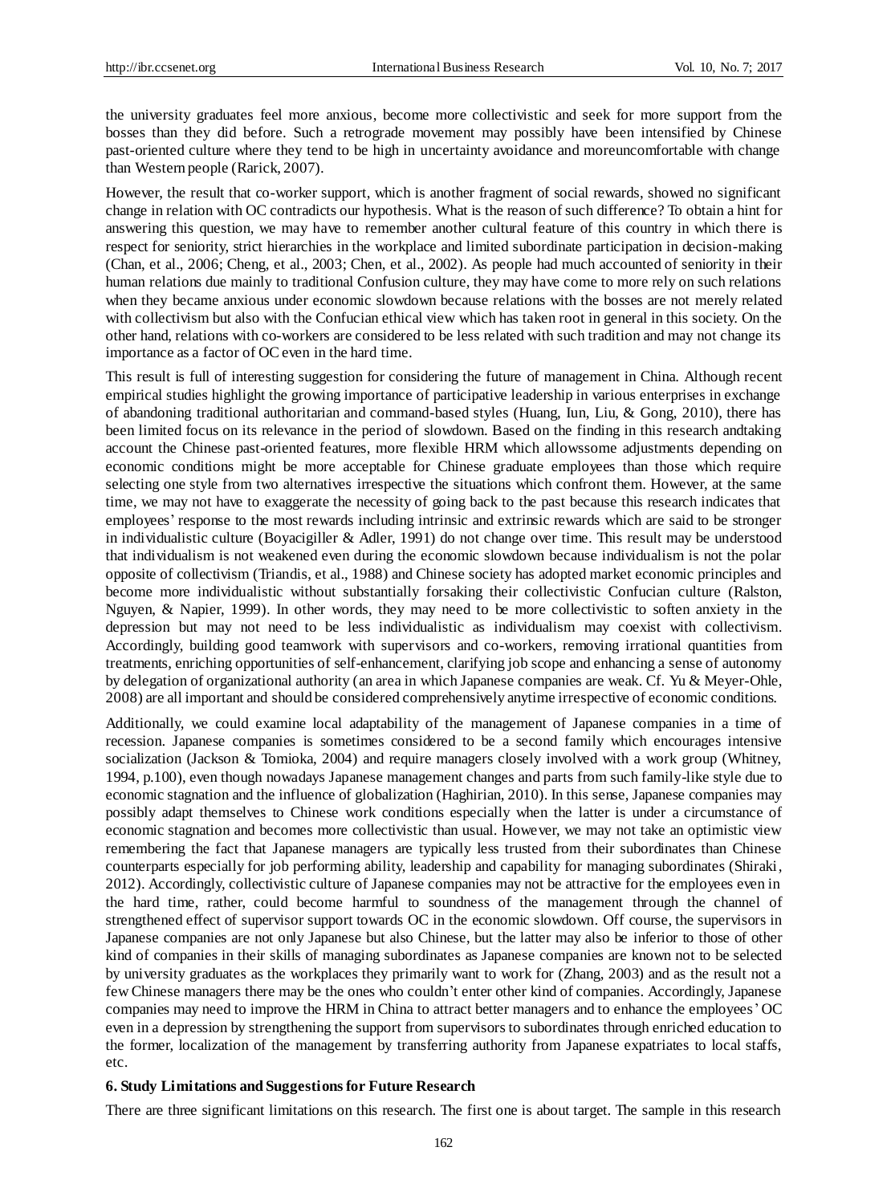the university graduates feel more anxious, become more collectivistic and seek for more support from the bosses than they did before. Such a retrograde movement may possibly have been intensified by Chinese past-oriented culture where they tend to be high in uncertainty avoidance and moreuncomfortable with change than Western people (Rarick, 2007).

However, the result that co-worker support, which is another fragment of social rewards, showed no significant change in relation with OC contradicts our hypothesis. What is the reason of such difference? To obtain a hint for answering this question, we may have to remember another cultural feature of this country in which there is respect for seniority, strict hierarchies in the workplace and limited subordinate participation in decision-making (Chan, et al., 2006; Cheng, et al., 2003; Chen, et al., 2002). As people had much accounted of seniority in their human relations due mainly to traditional Confusion culture, they may have come to more rely on such relations when they became anxious under economic slowdown because relations with the bosses are not merely related with collectivism but also with the Confucian ethical view which has taken root in general in this society. On the other hand, relations with co-workers are considered to be less related with such tradition and may not change its importance as a factor of OC even in the hard time.

This result is full of interesting suggestion for considering the future of management in China. Although recent empirical studies highlight the growing importance of participative leadership in various enterprises in exchange of abandoning traditional authoritarian and command-based styles (Huang, Iun, Liu, & Gong, 2010), there has been limited focus on its relevance in the period of slowdown. Based on the finding in this research andtaking account the Chinese past-oriented features, more flexible HRM which allowssome adjustments depending on economic conditions might be more acceptable for Chinese graduate employees than those which require selecting one style from two alternatives irrespective the situations which confront them. However, at the same time, we may not have to exaggerate the necessity of going back to the past because this research indicates that employees' response to the most rewards including intrinsic and extrinsic rewards which are said to be stronger in individualistic culture (Boyacigiller & Adler, 1991) do not change over time. This result may be understood that individualism is not weakened even during the economic slowdown because individualism is not the polar opposite of collectivism (Triandis, et al., 1988) and Chinese society has adopted market economic principles and become more individualistic without substantially forsaking their collectivistic Confucian culture (Ralston, Nguyen, & Napier, 1999). In other words, they may need to be more collectivistic to soften anxiety in the depression but may not need to be less individualistic as individualism may coexist with collectivism. Accordingly, building good teamwork with supervisors and co-workers, removing irrational quantities from treatments, enriching opportunities of self-enhancement, clarifying job scope and enhancing a sense of autonomy by delegation of organizational authority (an area in which Japanese companies are weak. Cf. Yu & Meyer-Ohle, 2008) are all important and should be considered comprehensively anytime irrespective of economic conditions.

Additionally, we could examine local adaptability of the management of Japanese companies in a time of recession. Japanese companies is sometimes considered to be a second family which encourages intensive socialization (Jackson & Tomioka, 2004) and require managers closely involved with a work group (Whitney, 1994, p.100), even though nowadays Japanese management changes and parts from such family-like style due to economic stagnation and the influence of globalization (Haghirian, 2010). In this sense, Japanese companies may possibly adapt themselves to Chinese work conditions especially when the latter is under a circumstance of economic stagnation and becomes more collectivistic than usual. However, we may not take an optimistic view remembering the fact that Japanese managers are typically less trusted from their subordinates than Chinese counterparts especially for job performing ability, leadership and capability for managing subordinates (Shiraki, 2012). Accordingly, collectivistic culture of Japanese companies may not be attractive for the employees even in the hard time, rather, could become harmful to soundness of the management through the channel of strengthened effect of supervisor support towards OC in the economic slowdown. Off course, the supervisors in Japanese companies are not only Japanese but also Chinese, but the latter may also be inferior to those of other kind of companies in their skills of managing subordinates as Japanese companies are known not to be selected by university graduates as the workplaces they primarily want to work for (Zhang, 2003) and as the result not a few Chinese managers there may be the ones who couldn't enter other kind of companies. Accordingly, Japanese companies may need to improve the HRM in China to attract better managers and to enhance the employees' OC even in a depression by strengthening the support from supervisors to subordinates through enriched education to the former, localization of the management by transferring authority from Japanese expatriates to local staffs, etc.

## 6. Study Limitations and Suggestions for Future Research

There are three significant limitations on this research. The first one is about target. The sample in this research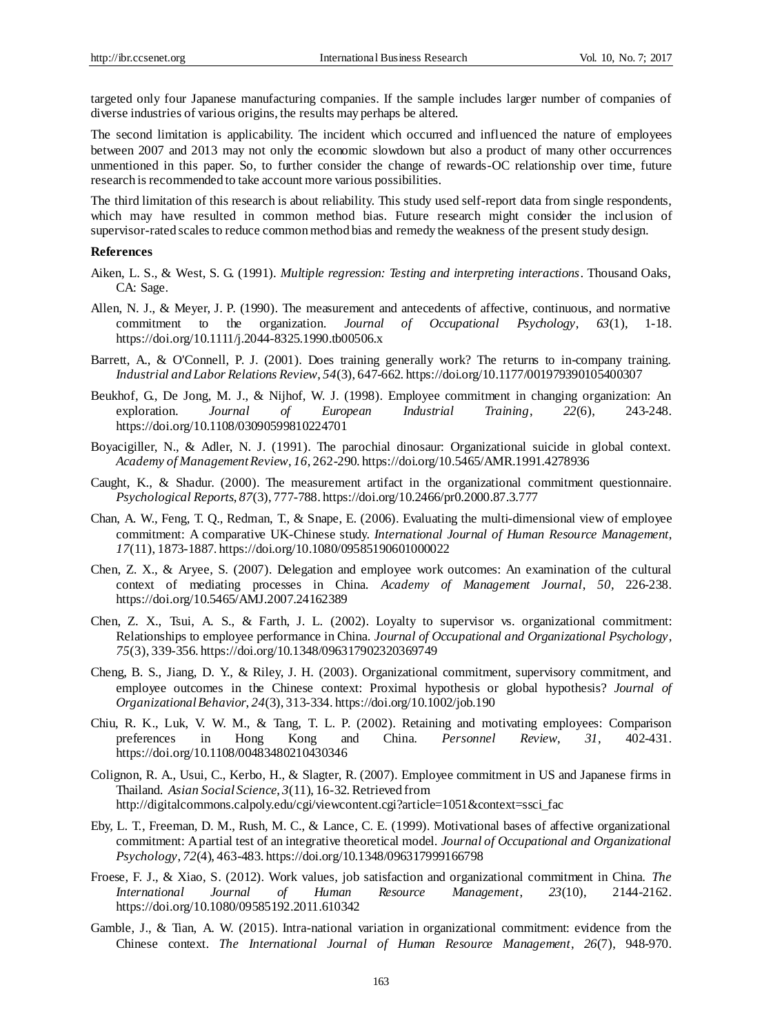targeted only four Japanese manufacturing companies. If the sample includes larger number of companies of diverse industries of various origins, the results may perhaps be altered.

The second limitation is applicability. The incident which occurred and influenced the nature of employees between 2007 and 2013 may not only the economic slowdown but also a product of many other occurrences unmentioned in this paper. So, to further consider the change of rewards-OC relationship over time, future research is recommended to take account more various possibilities.

The third limitation of this research is about reliability. This study used self-report data from single respondents, which may have resulted in common method bias. Future research might consider the inclusion of supervisor-rated scales to reduce common method bias and remedy the weakness of the present study design.

## References

Aiken, L. S., & West, S. G. (1991). *Multiple regression: Testing and interpreting interactions*. Thousand Oaks, CA: Sage.

Allen, N. J., & Meyer, J. P. (1990). The measurement and antecedents of affective, continuous, and normative commitment to the organization. *Journal of Occupational Psychology*, *63*(1), 1-18. https://doi.org/10.1111/j.2044-8325.1990.tb00506.x

Barrett, A., & O'Connell, P. J. (2001). Does training generally work? The returns to in-company training. *Industrial and Labor Relations Review*, *54*(3), 647-662. https://doi.org/10.1177/001979390105400307

Beukhof, G., De Jong, M. J., & Nijhof, W. J. (1998). Employee commitment in changing organization: An exploration. *Journal of European Industrial Training*, *22*(6), 243-248. https://doi.org/10.1108/03090599810224701

Boyacigiller, N., & Adler, N. J. (1991). The parochial dinosaur: Organizational suicide in global context. *Academy of Management Review*, *16*, 262-290. https://doi.org/10.5465/AMR.1991.4278936

Caught, K., & Shadur. (2000). The measurement artifact in the organizational commitment questionnaire. *Psychological Reports*, *87*(3), 777-788. https://doi.org/10.2466/pr0.2000.87.3.777

Chan, A. W., Feng, T. Q., Redman, T., & Snape, E. (2006). Evaluating the multi-dimensional view of employee commitment: A comparative UK-Chinese study. *International Journal of Human Resource Management*, *17*(11), 1873-1887. https://doi.org/10.1080/09585190601000022

Chen, Z. X., & Aryee, S. (2007). Delegation and employee work outcomes: An examination of the cultural context of mediating processes in China. *Academy of Management Journal*, *50*, 226-238. https://doi.org/10.5465/AMJ.2007.24162389

Chen, Z. X., Tsui, A. S., & Farth, J. L. (2002). Loyalty to supervisor vs. organizational commitment: Relationships to employee performance in China. *Journal of Occupational and Organizational Psychology*, *75*(3), 339-356. https://doi.org/10.1348/096317902320369749

Cheng, B. S., Jiang, D. Y., & Riley, J. H. (2003). Organizational commitment, supervisory commitment, and employee outcomes in the Chinese context: Proximal hypothesis or global hypothesis? *Journal of Organizational Behavior*, *24*(3), 313-334. https://doi.org/10.1002/job.190

Chiu, R. K., Luk, V. W. M., & Tang, T. L. P. (2002). Retaining and motivating employees: Comparison preferences in Hong Kong and China. *Personnel Review*, *31*, 402-431. https://doi.org/10.1108/00483480210430346

Colignon, R. A., Usui, C., Kerbo, H., & Slagter, R. (2007). Employee commitment in US and Japanese firms in Thailand. *Asian Social Science*, *3*(11), 16-32. Retrieved from http://digitalcommons.calpoly.edu/cgi/viewcontent.cgi?article=1051&context=ssci_fac

Eby, L. T., Freeman, D. M., Rush, M. C., & Lance, C. E. (1999). Motivational bases of affective organizational commitment: A partial test of an integrative theoretical model. *Journal of Occupational and Organizational Psychology*, *72*(4), 463-483. https://doi.org/10.1348/096317999166798

Froese, F. J., & Xiao, S. (2012). Work values, job satisfaction and organizational commitment in China. *The International Journal of Human Resource Management*, *23*(10), 2144-2162. https://doi.org/10.1080/09585192.2011.610342

Gamble, J., & Tian, A. W. (2015). Intra-national variation in organizational commitment: evidence from the Chinese context. *The International Journal of Human Resource Management*, *26*(7), 948-970.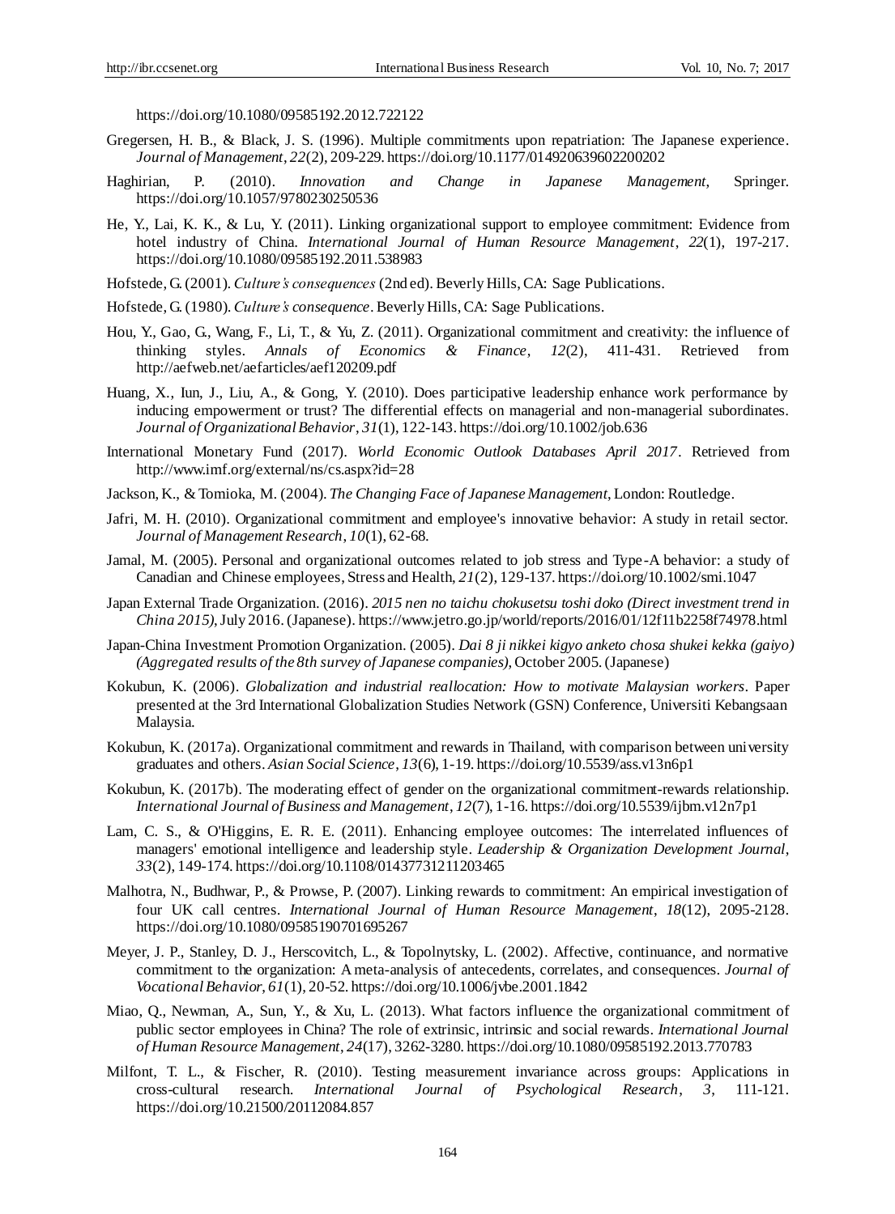https://doi.org/10.1080/09585192.2012.722122

Gregersen, H. B., & Black, J. S. (1996). Multiple commitments upon repatriation: The Japanese experience. *Journal of Management*, *22*(2), 209-229. https://doi.org/10.1177/014920639602200202

Haghirian, P. (2010). *Innovation and Change in Japanese Management*, Springer. https://doi.org/10.1057/9780230250536

He, Y., Lai, K. K., & Lu, Y. (2011). Linking organizational support to employee commitment: Evidence from hotel industry of China. *International Journal of Human Resource Management*, *22*(1), 197-217. https://doi.org/10.1080/09585192.2011.538983

Hofstede, G. (2001). *Culture's consequences* (2nd ed). Beverly Hills, CA: Sage Publications.

Hofstede, G. (1980). *Culture's consequence*. Beverly Hills, CA: Sage Publications.

Hou, Y., Gao, G., Wang, F., Li, T., & Yu, Z. (2011). Organizational commitment and creativity: the influence of thinking styles. *Annals of Economics & Finance*, *12*(2), 411-431. Retrieved from http://aefweb.net/aefarticles/aef120209.pdf

Huang, X., Iun, J., Liu, A., & Gong, Y. (2010). Does participative leadership enhance work performance by inducing empowerment or trust? The differential effects on managerial and non-managerial subordinates. *Journal of Organizational Behavior*, *31*(1), 122-143. https://doi.org/10.1002/job.636

International Monetary Fund (2017). *World Economic Outlook Databases April 2017*. Retrieved from http://www.imf.org/external/ns/cs.aspx?id=28

Jackson, K., & Tomioka, M. (2004). *The Changing Face of Japanese Management*, London: Routledge.

Jafri, M. H. (2010). Organizational commitment and employee's innovative behavior: A study in retail sector. *Journal of Management Research*, *10*(1), 62-68.

Jamal, M. (2005). Personal and organizational outcomes related to job stress and Type-A behavior: a study of Canadian and Chinese employees, Stress and Health, *21*(2), 129-137. https://doi.org/10.1002/smi.1047

Japan External Trade Organization. (2016). *2015 nen no taichu chokusetsu toshi doko (Direct investment trend in China 2015)*, July 2016. (Japanese). https://www.jetro.go.jp/world/reports/2016/01/12f11b2258f74978.html

Japan-China Investment Promotion Organization. (2005). *Dai 8 ji nikkei kigyo anketo chosa shukei kekka (gaiyo) (Aggregated results of the 8th survey of Japanese companies)*, October 2005. (Japanese)

Kokubun, K. (2006). *Globalization and industrial reallocation: How to motivate Malaysian workers*. Paper presented at the 3rd International Globalization Studies Network (GSN) Conference, Universiti Kebangsaan Malaysia.

Kokubun, K. (2017a). Organizational commitment and rewards in Thailand, with comparison between university graduates and others. *Asian Social Science*, *13*(6), 1-19. https://doi.org/10.5539/ass.v13n6p1

Kokubun, K. (2017b). The moderating effect of gender on the organizational commitment-rewards relationship. *International Journal of Business and Management*, *12*(7), 1-16. https://doi.org/10.5539/ijbm.v12n7p1

Lam, C. S., & O'Higgins, E. R. E. (2011). Enhancing employee outcomes: The interrelated influences of managers' emotional intelligence and leadership style. *Leadership & Organization Development Journal*, *33*(2), 149-174. https://doi.org/10.1108/01437731211203465

Malhotra, N., Budhwar, P., & Prowse, P. (2007). Linking rewards to commitment: An empirical investigation of four UK call centres. *International Journal of Human Resource Management*, *18*(12), 2095-2128. https://doi.org/10.1080/09585190701695267

Meyer, J. P., Stanley, D. J., Herscovitch, L., & Topolnytsky, L. (2002). Affective, continuance, and normative commitment to the organization: A meta-analysis of antecedents, correlates, and consequences. *Journal of Vocational Behavior*, *61*(1), 20-52. https://doi.org/10.1006/jvbe.2001.1842

Miao, Q., Newman, A., Sun, Y., & Xu, L. (2013). What factors influence the organizational commitment of public sector employees in China? The role of extrinsic, intrinsic and social rewards. *International Journal of Human Resource Management*, *24*(17), 3262-3280. https://doi.org/10.1080/09585192.2013.770783

Milfont, T. L., & Fischer, R. (2010). Testing measurement invariance across groups: Applications in cross-cultural research. *International Journal of Psychological Research*, *3*, 111-121. https://doi.org/10.21500/20112084.857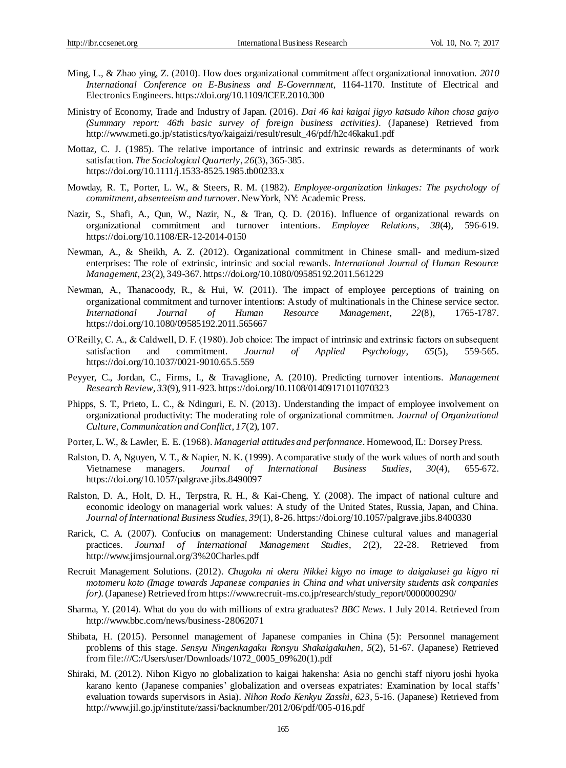Ming, L., & Zhao ying, Z. (2010). How does organizational commitment affect organizational innovation. *2010 International Conference on E-Business and E-Government*, 1164-1170. Institute of Electrical and Electronics Engineers. https://doi.org/10.1109/ICEE.2010.300

Ministry of Economy, Trade and Industry of Japan. (2016). *Dai 46 kai kaigai jigyo katsudo kihon chosa gaiyo (Summary report: 46th basic survey of foreign business activities)*. (Japanese) Retrieved from http://www.meti.go.jp/statistics/tyo/kaigaizi/result/result_46/pdf/h2c46kaku1.pdf

Mottaz, C. J. (1985). The relative importance of intrinsic and extrinsic rewards as determinants of work satisfaction. *The Sociological Quarterly*, *26*(3), 365-385. https://doi.org/10.1111/j.1533-8525.1985.tb00233.x

Mowday, R. T., Porter, L. W., & Steers, R. M. (1982). *Employee-organization linkages: The psychology of commitment, absenteeism and turnover*. New York, NY: Academic Press.

Nazir, S., Shafi, A., Qun, W., Nazir, N., & Tran, Q. D. (2016). Influence of organizational rewards on organizational commitment and turnover intentions. *Employee Relations*, *38*(4), 596-619. https://doi.org/10.1108/ER-12-2014-0150

Newman, A., & Sheikh, A. Z. (2012). Organizational commitment in Chinese small- and medium-sized enterprises: The role of extrinsic, intrinsic and social rewards. *International Journal of Human Resource Management*, *23*(2), 349-367. https://doi.org/10.1080/09585192.2011.561229

Newman, A., Thanacoody, R., & Hui, W. (2011). The impact of employee perceptions of training on organizational commitment and turnover intentions: A study of multinationals in the Chinese service sector. *International Journal of Human Resource Management*, *22*(8), 1765-1787. https://doi.org/10.1080/09585192.2011.565667

O'Reilly, C. A., & Caldwell, D. F. (1980). Job choice: The impact of intrinsic and extrinsic factors on subsequent satisfaction and commitment. *Journal of Applied Psychology*, *65*(5), 559-565. https://doi.org/10.1037/0021-9010.65.5.559

Peyyer, C., Jordan, C., Firms, I., & Travaglione, A. (2010). Predicting turnover intentions. *Management Research Review*, *33*(9), 911-923. https://doi.org/10.1108/01409171011070323

Phipps, S. T., Prieto, L. C., & Ndinguri, E. N. (2013). Understanding the impact of employee involvement on organizational productivity: The moderating role of organizational commitmen. *Journal of Organizational Culture, Communication and Conflict*, *17*(2), 107.

Porter, L. W., & Lawler, E. E. (1968). *Managerial attitudes and performance*. Homewood, IL: Dorsey Press.

Ralston, D. A, Nguyen, V. T., & Napier, N. K. (1999). A comparative study of the work values of north and south Vietnamese managers. *Journal of International Business Studies*, *30*(4), 655-672. https://doi.org/10.1057/palgrave.jibs.8490097

Ralston, D. A., Holt, D. H., Terpstra, R. H., & Kai-Cheng, Y. (2008). The impact of national culture and economic ideology on managerial work values: A study of the United States, Russia, Japan, and China. *Journal of International Business Studies*, *39*(1), 8-26. https://doi.org/10.1057/palgrave.jibs.8400330

Rarick, C. A. (2007). Confucius on management: Understanding Chinese cultural values and managerial practices. *Journal of International Management Studies*, *2*(2), 22-28. Retrieved from http://www.jimsjournal.org/3%20Charles.pdf

Recruit Management Solutions. (2012). *Chugoku ni okeru Nikkei kigyo no image to daigakusei ga kigyo ni motomeru koto (Image towards Japanese companies in China and what university students ask companies for)*. (Japanese) Retrieved from https://www.recruit-ms.co.jp/research/study_report/0000000290/

Sharma, Y. (2014). What do you do with millions of extra graduates? *BBC News*. 1 July 2014. Retrieved from http://www.bbc.com/news/business-28062071

Shibata, H. (2015). Personnel management of Japanese companies in China (5): Personnel management problems of this stage. *Sensyu Ningenkagaku Ronsyu Shakaigakuhen*, *5*(2), 51-67. (Japanese) Retrieved from file:///C:/Users/user/Downloads/1072_0005_09%20(1).pdf

Shiraki, M. (2012). Nihon Kigyo no globalization to kaigai hakensha: Asia no genchi staff niyoru joshi hyoka karano kento (Japanese companies' globalization and overseas expatriates: Examination by local staffs' evaluation towards supervisors in Asia). *Nihon Rodo Kenkyu Zasshi*, *623*, 5-16. (Japanese) Retrieved from http://www.jil.go.jp/institute/zassi/backnumber/2012/06/pdf/005-016.pdf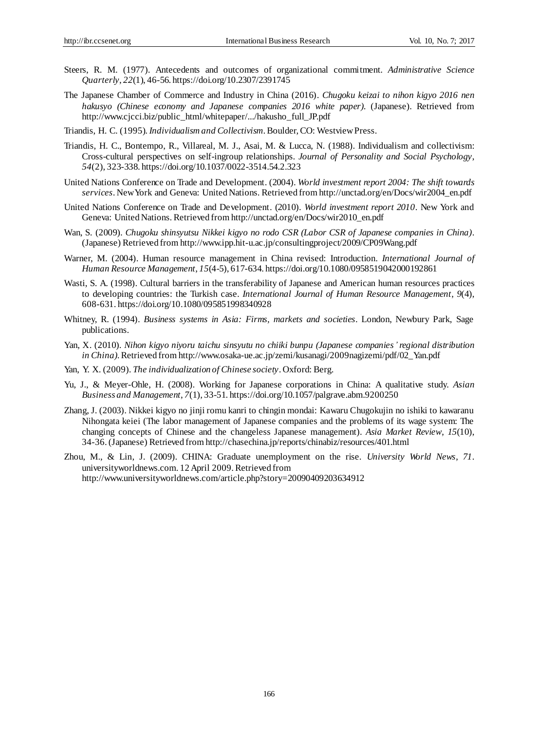Steers, R. M. (1977). Antecedents and outcomes of organizational commitment. *Administrative Science Quarterly*, *22*(1), 46-56. https://doi.org/10.2307/2391745

The Japanese Chamber of Commerce and Industry in China (2016). *Chugoku keizai to nihon kigyo 2016 nen hakusyo (Chinese economy and Japanese companies 2016 white paper)*. (Japanese). Retrieved from http://www.cjcci.biz/public_html/whitepaper/.../hakusho_full_JP.pdf

Triandis, H. C. (1995). *Individualism and Collectivism*. Boulder, CO: Westview Press.

Triandis, H. C., Bontempo, R., Villareal, M. J., Asai, M. & Lucca, N. (1988). Individualism and collectivism: Cross-cultural perspectives on self-ingroup relationships. *Journal of Personality and Social Psychology*, *54*(2), 323-338. https://doi.org/10.1037/0022-3514.54.2.323

United Nations Conference on Trade and Development. (2004). *World investment report 2004: The shift towards services*. New York and Geneva: United Nations. Retrieved from http://unctad.org/en/Docs/wir2004_en.pdf

United Nations Conference on Trade and Development. (2010). *World investment report 2010*. New York and Geneva: United Nations. Retrieved from http://unctad.org/en/Docs/wir2010_en.pdf

Wan, S. (2009). *Chugoku shinsyutsu Nikkei kigyo no rodo CSR (Labor CSR of Japanese companies in China)*. (Japanese) Retrieved from http://www.ipp.hit-u.ac.jp/consultingproject/2009/CP09Wang.pdf

Warner, M. (2004). Human resource management in China revised: Introduction. *International Journal of Human Resource Management*, *15*(4-5), 617-634. https://doi.org/10.1080/0958519042000192861

Wasti, S. A. (1998). Cultural barriers in the transferability of Japanese and American human resources practices to developing countries: the Turkish case. *International Journal of Human Resource Management*, *9*(4), 608-631. https://doi.org/10.1080/095851998340928

Whitney, R. (1994). *Business systems in Asia: Firms, markets and societies*. London, Newbury Park, Sage publications.

Yan, X. (2010). *Nihon kigyo niyoru taichu sinsyutu no chiiki bunpu (Japanese companies' regional distribution in China)*. Retrieved from http://www.osaka-ue.ac.jp/zemi/kusanagi/2009nagizemi/pdf/02_Yan.pdf

Yan, Y. X. (2009). *The individualization of Chinese society*. Oxford: Berg.

Yu, J., & Meyer-Ohle, H. (2008). Working for Japanese corporations in China: A qualitative study. *Asian Business and Management*, *7*(1), 33-51. https://doi.org/10.1057/palgrave.abm.9200250

Zhang, J. (2003). Nikkei kigyo no jinji romu kanri to chingin mondai: Kawaru Chugokujin no ishiki to kawaranu Nihongata keiei (The labor management of Japanese companies and the problems of its wage system: The changing concepts of Chinese and the changeless Japanese management). *Asia Market Review*, *15*(10), 34-36. (Japanese) Retrieved from http://chasechina.jp/reports/chinabiz/resources/401.html

Zhou, M., & Lin, J. (2009). CHINA: Graduate unemployment on the rise. *University World News*, *71*. universityworldnews.com. 12 April 2009. Retrieved from http://www.universityworldnews.com/article.php?story=20090409203634912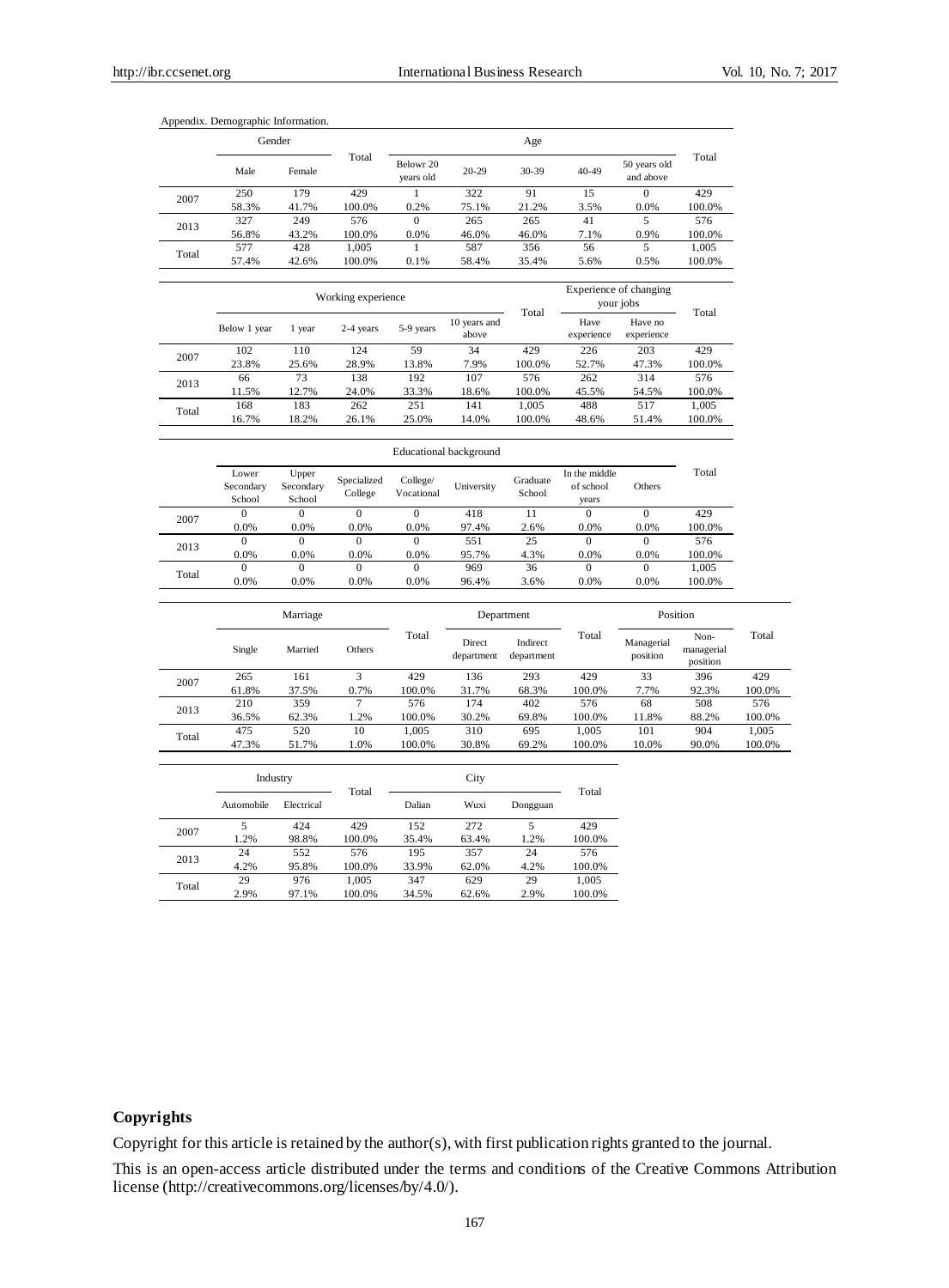Appendix. Demographic Information.

| | Gender | | Total | Age | | | | | Total |
|---|---|---|---|---|---|---|---|---|---|
| | Male | Female | | Belowr 20 years old | 20-29 | 30-39 | 40-49 | 50 years old and above | |
| 2007 | 250 | 179 | 429 | 1 | 322 | 91 | 15 | 0 | 429 |
| | 58.3% | 41.7% | 100.0% | 0.2% | 75.1% | 21.2% | 3.5% | 0.0% | 100.0% |
| 2013 | 327 | 249 | 576 | 0 | 265 | 265 | 41 | 5 | 576 |
| | 56.8% | 43.2% | 100.0% | 0.0% | 46.0% | 46.0% | 7.1% | 0.9% | 100.0% |
| Total | 577 | 428 | 1,005 | 1 | 587 | 356 | 56 | 5 | 1,005 |
| | 57.4% | 42.6% | 100.0% | 0.1% | 58.4% | 35.4% | 5.6% | 0.5% | 100.0% |

| | Working experience | | | | | Total | Experience of changing your jobs | | Total |
|---|---|---|---|---|---|---|---|---|---|
| | Below 1 year | 1 year | 2-4 years | 5-9 years | 10 years and above | | Have experience | Have no experience | |
| 2007 | 102 | 110 | 124 | 59 | 34 | 429 | 226 | 203 | 429 |
| | 23.8% | 25.6% | 28.9% | 13.8% | 7.9% | 100.0% | 52.7% | 47.3% | 100.0% |
| 2013 | 66 | 73 | 138 | 192 | 107 | 576 | 262 | 314 | 576 |
| | 11.5% | 12.7% | 24.0% | 33.3% | 18.6% | 100.0% | 45.5% | 54.5% | 100.0% |
| Total | 168 | 183 | 262 | 251 | 141 | 1,005 | 488 | 517 | 1,005 |
| | 16.7% | 18.2% | 26.1% | 25.0% | 14.0% | 100.0% | 48.6% | 51.4% | 100.0% |

| | Educational background | | | | | | | | Total |
|---|---|---|---|---|---|---|---|---|---|
| | Lower Secondary School | Upper Secondary School | Specialized College | College/ Vocational | University | Graduate School | In the middle of school years | Others | |
| 2007 | 0 | 0 | 0 | 0 | 418 | 11 | 0 | 0 | 429 |
| | 0.0% | 0.0% | 0.0% | 0.0% | 97.4% | 2.6% | 0.0% | 0.0% | 100.0% |
| 2013 | 0 | 0 | 0 | 0 | 551 | 25 | 0 | 0 | 576 |
| | 0.0% | 0.0% | 0.0% | 0.0% | 95.7% | 4.3% | 0.0% | 0.0% | 100.0% |
| Total | 0 | 0 | 0 | 0 | 969 | 36 | 0 | 0 | 1,005 |
| | 0.0% | 0.0% | 0.0% | 0.0% | 96.4% | 3.6% | 0.0% | 0.0% | 100.0% |

| | Marriage | | | Total | Department | | Total | Position | | Total |
|---|---|---|---|---|---|---|---|---|---|---|
| | Single | Married | Others | | Direct department | Indirect department | | Managerial position | Non-managerial position | |
| 2007 | 265 | 161 | 3 | 429 | 136 | 293 | 429 | 33 | 396 | 429 |
| | 61.8% | 37.5% | 0.7% | 100.0% | 31.7% | 68.3% | 100.0% | 7.7% | 92.3% | 100.0% |
| 2013 | 210 | 359 | 7 | 576 | 174 | 402 | 576 | 68 | 508 | 576 |
| | 36.5% | 62.3% | 1.2% | 100.0% | 30.2% | 69.8% | 100.0% | 11.8% | 88.2% | 100.0% |
| Total | 475 | 520 | 10 | 1,005 | 310 | 695 | 1,005 | 101 | 904 | 1,005 |
| | 47.3% | 51.7% | 1.0% | 100.0% | 30.8% | 69.2% | 100.0% | 10.0% | 90.0% | 100.0% |

| | Industry | | Total | City | | | Total |
|---|---|---|---|---|---|---|---|
| | Automobile | Electrical | | Dalian | Wuxi | Dongguan | |
| 2007 | 5 | 424 | 429 | 152 | 272 | 5 | 429 |
| | 1.2% | 98.8% | 100.0% | 35.4% | 63.4% | 1.2% | 100.0% |
| 2013 | 24 | 552 | 576 | 195 | 357 | 24 | 576 |
| | 4.2% | 95.8% | 100.0% | 33.9% | 62.0% | 4.2% | 100.0% |
| Total | 29 | 976 | 1,005 | 347 | 629 | 29 | 1,005 |
| | 2.9% | 97.1% | 100.0% | 34.5% | 62.6% | 2.9% | 100.0% |

## Copyrights

Copyright for this article is retained by the author(s), with first publication rights granted to the journal.

This is an open-access article distributed under the terms and conditions of the Creative Commons Attribution license (http://creativecommons.org/licenses/by/4.0/).